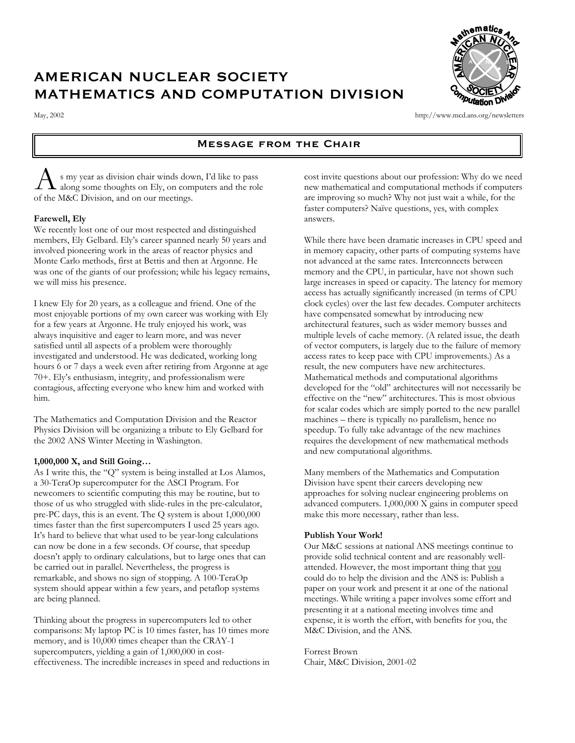# AMERICAN NUCLEAR SOCIETY MATHEMATICS AND COMPUTATION DIVISION

May, 2002

http://www.mcd.ans.org/newsletters

## Message from the Chair

As my year as division chair winds down, I'd like to pass along some thoughts on Ely, on computers and the role of the M&C Division, and on our meetings.

**Farewell, Ely**

We recently lost one of our most respected and distinguished members, Ely Gelbard. Ely's career spanned nearly 50 years and involved pioneering work in the areas of reactor physics and Monte Carlo methods, first at Bettis and then at Argonne. He was one of the giants of our profession; while his legacy remains, we will miss his presence.

I knew Ely for 20 years, as a colleague and friend. One of the most enjoyable portions of my own career was working with Ely for a few years at Argonne. He truly enjoyed his work, was always inquisitive and eager to learn more, and was never satisfied until all aspects of a problem were thoroughly investigated and understood. He was dedicated, working long hours 6 or 7 days a week even after retiring from Argonne at age 70+. Ely's enthusiasm, integrity, and professionalism were contagious, affecting everyone who knew him and worked with him.

The Mathematics and Computation Division and the Reactor Physics Division will be organizing a tribute to Ely Gelbard for the 2002 ANS Winter Meeting in Washington.

**1,000,000 X, and Still Going…**

As I write this, the "Q" system is being installed at Los Alamos, a 30-TeraOp supercomputer for the ASCI Program. For newcomers to scientific computing this may be routine, but to those of us who struggled with slide-rules in the pre-calculator, pre-PC days, this is an event. The Q system is about 1,000,000 times faster than the first supercomputers I used 25 years ago. It's hard to believe that what used to be year-long calculations can now be done in a few seconds. Of course, that speedup doesn't apply to ordinary calculations, but to large ones that can be carried out in parallel. Nevertheless, the progress is remarkable, and shows no sign of stopping. A 100-TeraOp system should appear within a few years, and petaflop systems are being planned.

Thinking about the progress in supercomputers led to other comparisons: My laptop PC is 10 times faster, has 10 times more memory, and is 10,000 times cheaper than the CRAY-1 supercomputers, yielding a gain of 1,000,000 in cost-effectiveness. The incredible increases in speed and reductions in cost invite questions about our profession: Why do we need new mathematical and computational methods if computers are improving so much? Why not just wait a while, for the faster computers? Naïve questions, yes, with complex answers.

While there have been dramatic increases in CPU speed and in memory capacity, other parts of computing systems have not advanced at the same rates. Interconnects between memory and the CPU, in particular, have not shown such large increases in speed or capacity. The latency for memory access has actually significantly increased (in terms of CPU clock cycles) over the last few decades. Computer architects have compensated somewhat by introducing new architectural features, such as wider memory busses and multiple levels of cache memory. (A related issue, the death of vector computers, is largely due to the failure of memory access rates to keep pace with CPU improvements.) As a result, the new computers have new architectures. Mathematical methods and computational algorithms developed for the "old" architectures will not necessarily be effective on the "new" architectures. This is most obvious for scalar codes which are simply ported to the new parallel machines – there is typically no parallelism, hence no speedup. To fully take advantage of the new machines requires the development of new mathematical methods and new computational algorithms.

Many members of the Mathematics and Computation Division have spent their careers developing new approaches for solving nuclear engineering problems on advanced computers. 1,000,000 X gains in computer speed make this more necessary, rather than less.

**Publish Your Work!**

Our M&C sessions at national ANS meetings continue to provide solid technical content and are reasonably well-attended. However, the most important thing that you could do to help the division and the ANS is: Publish a paper on your work and present it at one of the national meetings. While writing a paper involves some effort and presenting it at a national meeting involves time and expense, it is worth the effort, with benefits for you, the M&C Division, and the ANS.

Forrest Brown
Chair, M&C Division, 2001-02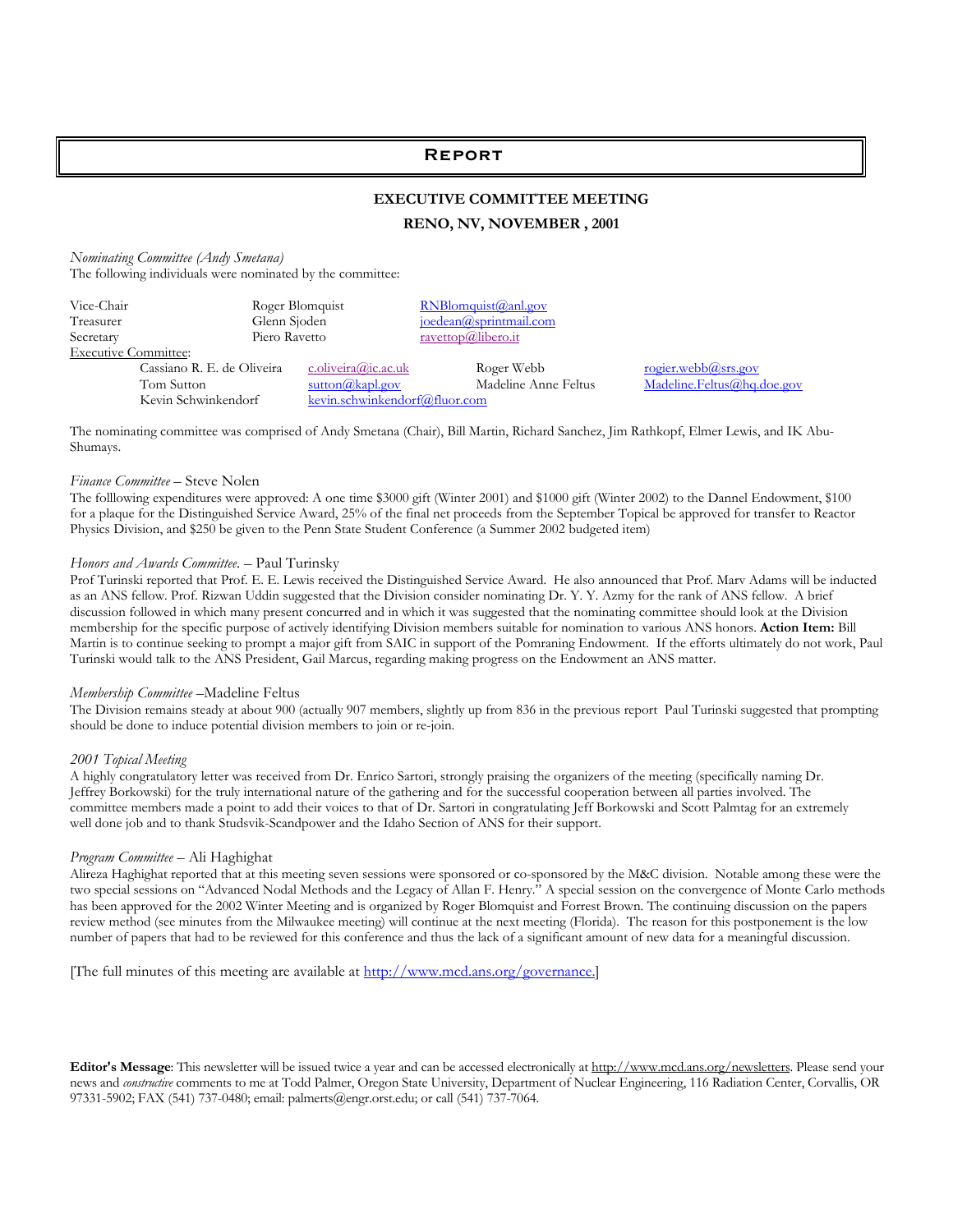# Report

## EXECUTIVE COMMITTEE MEETING

## RENO, NV, NOVEMBER , 2001

*Nominating Committee (Andy Smetana)*
The following individuals were nominated by the committee:

| | | | | |
|---|---|---|---|---|
| Vice-Chair | Roger Blomquist | RNBlomquist@anl.gov | | |
| Treasurer | Glenn Sjoden | joedean@sprintmail.com | | |
| Secretary | Piero Ravetto | ravettop@libero.it | | |
| Executive Committee: | | | | |
| | Cassiano R. E. de Oliveira | c.oliveira@ic.ac.uk | Roger Webb | rogier.webb@srs.gov |
| | Tom Sutton | sutton@kapl.gov | Madeline Anne Feltus | Madeline.Feltus@hq.doe.gov |
| | Kevin Schwinkendorf | kevin.schwinkendorf@fluor.com | | |

The nominating committee was comprised of Andy Smetana (Chair), Bill Martin, Richard Sanchez, Jim Rathkopf, Elmer Lewis, and IK Abu-Shumays.

*Finance Committee* – Steve Nolen
The folllowing expenditures were approved: A one time $3000 gift (Winter 2001) and $1000 gift (Winter 2002) to the Dannel Endowment, $100 for a plaque for the Distinguished Service Award, 25% of the final net proceeds from the September Topical be approved for transfer to Reactor Physics Division, and $250 be given to the Penn State Student Conference (a Summer 2002 budgeted item)

*Honors and Awards Committee*. – Paul Turinsky
Prof Turinski reported that Prof. E. E. Lewis received the Distinguished Service Award. He also announced that Prof. Marv Adams will be inducted as an ANS fellow. Prof. Rizwan Uddin suggested that the Division consider nominating Dr. Y. Y. Azmy for the rank of ANS fellow. A brief discussion followed in which many present concurred and in which it was suggested that the nominating committee should look at the Division membership for the specific purpose of actively identifying Division members suitable for nomination to various ANS honors. **Action Item:** Bill Martin is to continue seeking to prompt a major gift from SAIC in support of the Pomraning Endowment. If the efforts ultimately do not work, Paul Turinski would talk to the ANS President, Gail Marcus, regarding making progress on the Endowment an ANS matter.

*Membership Committee* –Madeline Feltus
The Division remains steady at about 900 (actually 907 members, slightly up from 836 in the previous report Paul Turinski suggested that prompting should be done to induce potential division members to join or re-join.

*2001 Topical Meeting*
A highly congratulatory letter was received from Dr. Enrico Sartori, strongly praising the organizers of the meeting (specifically naming Dr. Jeffrey Borkowski) for the truly international nature of the gathering and for the successful cooperation between all parties involved. The committee members made a point to add their voices to that of Dr. Sartori in congratulating Jeff Borkowski and Scott Palmtag for an extremely well done job and to thank Studsvik-Scandpower and the Idaho Section of ANS for their support.

*Program Committee* – Ali Haghighat
Alireza Haghighat reported that at this meeting seven sessions were sponsored or co-sponsored by the M&C division. Notable among these were the two special sessions on "Advanced Nodal Methods and the Legacy of Allan F. Henry." A special session on the convergence of Monte Carlo methods has been approved for the 2002 Winter Meeting and is organized by Roger Blomquist and Forrest Brown. The continuing discussion on the papers review method (see minutes from the Milwaukee meeting) will continue at the next meeting (Florida). The reason for this postponement is the low number of papers that had to be reviewed for this conference and thus the lack of a significant amount of new data for a meaningful discussion.

[The full minutes of this meeting are available at http://www.mcd.ans.org/governance.]

**Editor's Message**: This newsletter will be issued twice a year and can be accessed electronically at http://www.mcd.ans.org/newsletters. Please send your news and *constructive* comments to me at Todd Palmer, Oregon State University, Department of Nuclear Engineering, 116 Radiation Center, Corvallis, OR 97331-5902; FAX (541) 737-0480; email: palmerts@engr.orst.edu; or call (541) 737-7064.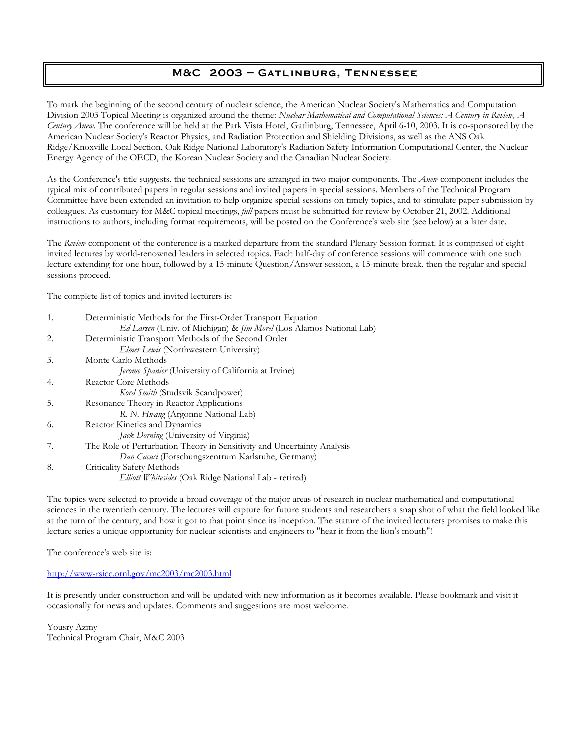# M&C 2003 – Gatlinburg, Tennessee

To mark the beginning of the second century of nuclear science, the American Nuclear Society's Mathematics and Computation Division 2003 Topical Meeting is organized around the theme: *Nuclear Mathematical and Computational Sciences: A Century in Review, A Century Anew*. The conference will be held at the Park Vista Hotel, Gatlinburg, Tennessee, April 6-10, 2003. It is co-sponsored by the American Nuclear Society's Reactor Physics, and Radiation Protection and Shielding Divisions, as well as the ANS Oak Ridge/Knoxville Local Section, Oak Ridge National Laboratory's Radiation Safety Information Computational Center, the Nuclear Energy Agency of the OECD, the Korean Nuclear Society and the Canadian Nuclear Society.

As the Conference's title suggests, the technical sessions are arranged in two major components. The *Anew* component includes the typical mix of contributed papers in regular sessions and invited papers in special sessions. Members of the Technical Program Committee have been extended an invitation to help organize special sessions on timely topics, and to stimulate paper submission by colleagues. As customary for M&C topical meetings, *full* papers must be submitted for review by October 21, 2002. Additional instructions to authors, including format requirements, will be posted on the Conference's web site (see below) at a later date.

The *Review* component of the conference is a marked departure from the standard Plenary Session format. It is comprised of eight invited lectures by world-renowned leaders in selected topics. Each half-day of conference sessions will commence with one such lecture extending for one hour, followed by a 15-minute Question/Answer session, a 15-minute break, then the regular and special sessions proceed.

The complete list of topics and invited lecturers is:

1. Deterministic Methods for the First-Order Transport Equation
   *Ed Larsen* (Univ. of Michigan) & *Jim Morel* (Los Alamos National Lab)
2. Deterministic Transport Methods of the Second Order
   *Elmer Lewis* (Northwestern University)
3. Monte Carlo Methods
   *Jerome Spanier* (University of California at Irvine)
4. Reactor Core Methods
   *Kord Smith* (Studsvik Scandpower)
5. Resonance Theory in Reactor Applications
   *R. N. Hwang* (Argonne National Lab)
6. Reactor Kinetics and Dynamics
   *Jack Dorning* (University of Virginia)
7. The Role of Perturbation Theory in Sensitivity and Uncertainty Analysis
   *Dan Cacuci* (Forschungszentrum Karlsruhe, Germany)
8. Criticality Safety Methods
   *Elliott Whitesides* (Oak Ridge National Lab - retired)

The topics were selected to provide a broad coverage of the major areas of research in nuclear mathematical and computational sciences in the twentieth century. The lectures will capture for future students and researchers a snap shot of what the field looked like at the turn of the century, and how it got to that point since its inception. The stature of the invited lecturers promises to make this lecture series a unique opportunity for nuclear scientists and engineers to "hear it from the lion's mouth"!

The conference's web site is:

http://www-rsicc.ornl.gov/mc2003/mc2003.html

It is presently under construction and will be updated with new information as it becomes available. Please bookmark and visit it occasionally for news and updates. Comments and suggestions are most welcome.

Yousry Azmy
Technical Program Chair, M&C 2003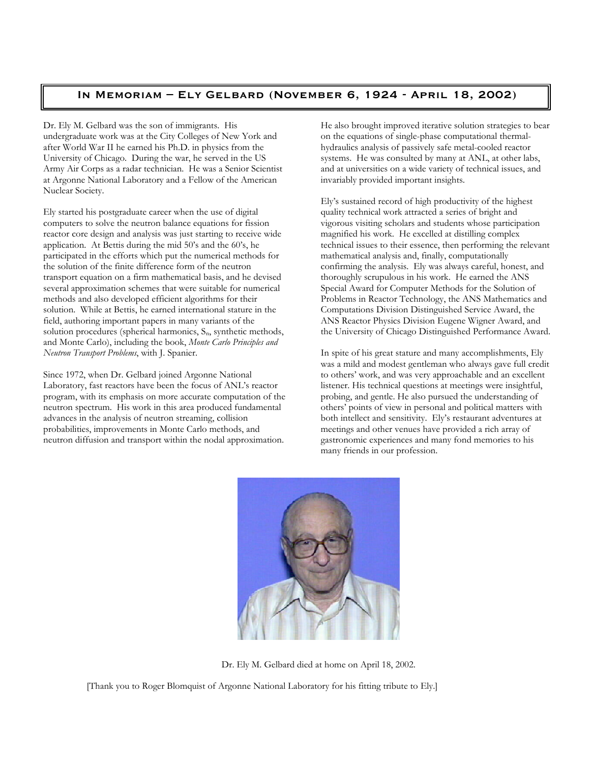# In Memoriam – Ely Gelbard (November 6, 1924 - April 18, 2002)

Dr. Ely M. Gelbard was the son of immigrants. His undergraduate work was at the City Colleges of New York and after World War II he earned his Ph.D. in physics from the University of Chicago. During the war, he served in the US Army Air Corps as a radar technician. He was a Senior Scientist at Argonne National Laboratory and a Fellow of the American Nuclear Society.

Ely started his postgraduate career when the use of digital computers to solve the neutron balance equations for fission reactor core design and analysis was just starting to receive wide application. At Bettis during the mid 50's and the 60's, he participated in the efforts which put the numerical methods for the solution of the finite difference form of the neutron transport equation on a firm mathematical basis, and he devised several approximation schemes that were suitable for numerical methods and also developed efficient algorithms for their solution. While at Bettis, he earned international stature in the field, authoring important papers in many variants of the solution procedures (spherical harmonics, $S_n$, synthetic methods, and Monte Carlo), including the book, *Monte Carlo Principles and Neutron Transport Problems*, with J. Spanier.

Since 1972, when Dr. Gelbard joined Argonne National Laboratory, fast reactors have been the focus of ANL's reactor program, with its emphasis on more accurate computation of the neutron spectrum. His work in this area produced fundamental advances in the analysis of neutron streaming, collision probabilities, improvements in Monte Carlo methods, and neutron diffusion and transport within the nodal approximation. He also brought improved iterative solution strategies to bear on the equations of single-phase computational thermal-hydraulics analysis of passively safe metal-cooled reactor systems. He was consulted by many at ANL, at other labs, and at universities on a wide variety of technical issues, and invariably provided important insights.

Ely's sustained record of high productivity of the highest quality technical work attracted a series of bright and vigorous visiting scholars and students whose participation magnified his work. He excelled at distilling complex technical issues to their essence, then performing the relevant mathematical analysis and, finally, computationally confirming the analysis. Ely was always careful, honest, and thoroughly scrupulous in his work. He earned the ANS Special Award for Computer Methods for the Solution of Problems in Reactor Technology, the ANS Mathematics and Computations Division Distinguished Service Award, the ANS Reactor Physics Division Eugene Wigner Award, and the University of Chicago Distinguished Performance Award.

In spite of his great stature and many accomplishments, Ely was a mild and modest gentleman who always gave full credit to others' work, and was very approachable and an excellent listener. His technical questions at meetings were insightful, probing, and gentle. He also pursued the understanding of others' points of view in personal and political matters with both intellect and sensitivity. Ely's restaurant adventures at meetings and other venues have provided a rich array of gastronomic experiences and many fond memories to his many friends in our profession.

Dr. Ely M. Gelbard died at home on April 18, 2002.

[Thank you to Roger Blomquist of Argonne National Laboratory for his fitting tribute to Ely.]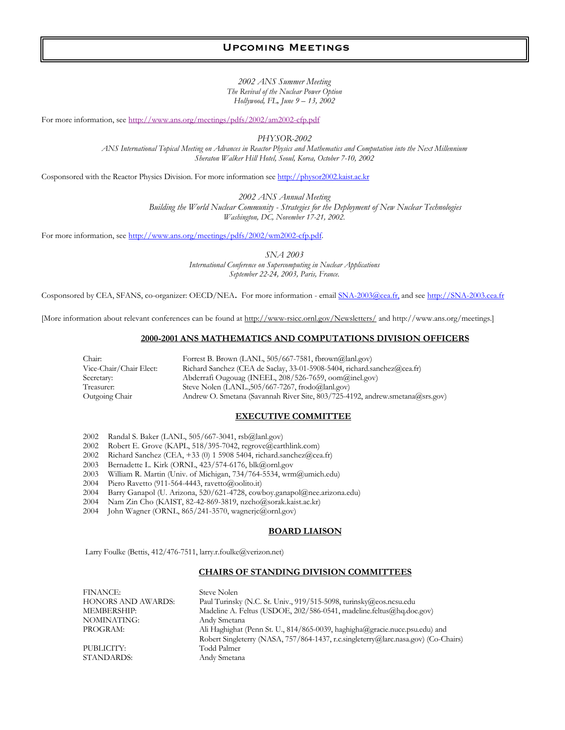# Upcoming Meetings

*2002 ANS Summer Meeting*
*The Revival of the Nuclear Power Option*
*Hollywood, FL, June 9 – 13, 2002*

For more information, see http://www.ans.org/meetings/pdfs/2002/am2002-cfp.pdf

*PHYSOR-2002*
*ANS International Topical Meeting on Advances in Reactor Physics and Mathematics and Computation into the Next Millennium*
*Sheraton Walker Hill Hotel, Seoul, Korea, October 7-10, 2002*

Cosponsored with the Reactor Physics Division. For more information see http://physor2002.kaist.ac.kr

*2002 ANS Annual Meeting*
*Building the World Nuclear Community - Strategies for the Deployment of New Nuclear Technologies*
*Washington, DC, November 17-21, 2002.*

For more information, see http://www.ans.org/meetings/pdfs/2002/wm2002-cfp.pdf.

*SNA 2003*
*International Conference on Supercomputing in Nuclear Applications*
*September 22-24, 2003, Paris, France.*

Cosponsored by CEA, SFANS, co-organizer: OECD/NEA. For more information - email SNA-2003@cea.fr, and see http://SNA-2003.cea.fr

[More information about relevant conferences can be found at http://www-rsicc.ornl.gov/Newsletters/ and http://www.ans.org/meetings.]

## 2000-2001 ANS MATHEMATICS AND COMPUTATIONS DIVISION OFFICERS

| | |
|---|---|
| Chair: | Forrest B. Brown (LANL, 505/667-7581, fbrown@lanl.gov) |
| Vice-Chair/Chair Elect: | Richard Sanchez (CEA de Saclay, 33-01-5908-5404, richard.sanchez@cea.fr) |
| Secretary: | Abderrafi Ougouag (INEEL, 208/526-7659, oom@inel.gov) |
| Treasurer: | Steve Nolen (LANL.,505/667-7267, frodo@lanl.gov) |
| Outgoing Chair | Andrew O. Smetana (Savannah River Site, 803/725-4192, andrew.smetana@srs.gov) |

## EXECUTIVE COMMITTEE

2002 Randal S. Baker (LANL, 505/667-3041, rsb@lanl.gov)
2002 Robert E. Grove (KAPL, 518/395-7042, regrove@earthlink.com)
2002 Richard Sanchez (CEA, +33 (0) 1 5908 5404, richard.sanchez@cea.fr)
2003 Bernadette L. Kirk (ORNL, 423/574-6176, blk@ornl.gov
2003 William R. Martin (Univ. of Michigan, 734/764-5534, wrm@umich.edu)
2004 Piero Ravetto (911-564-4443, ravetto@oolito.it)
2004 Barry Ganapol (U. Arizona, 520/621-4728, cowboy.ganapol@nee.arizona.edu)
2004 Nam Zin Cho (KAIST, 82-42-869-3819, nzcho@sorak.kaist.ac.kr)
2004 John Wagner (ORNL, 865/241-3570, wagnerjc@ornl.gov)

## BOARD LIAISON

Larry Foulke (Bettis, 412/476-7511, larry.r.foulke@verizon.net)

## CHAIRS OF STANDING DIVISION COMMITTEES

| | |
|---|---|
| FINANCE: | Steve Nolen |
| HONORS AND AWARDS: | Paul Turinsky (N.C. St. Univ., 919/515-5098, turinsky@eos.ncsu.edu |
| MEMBERSHIP: | Madeline A. Feltus (USDOE, 202/586-0541, madeline.feltus@hq.doe.gov) |
| NOMINATING: | Andy Smetana |
| PROGRAM: | Ali Haghighat (Penn St. U., 814/865-0039, haghigha@gracie.nuce.psu.edu) and Robert Singleterry (NASA, 757/864-1437, r.c.singleterry@larc.nasa.gov) (Co-Chairs) |
| PUBLICITY: | Todd Palmer |
| STANDARDS: | Andy Smetana |